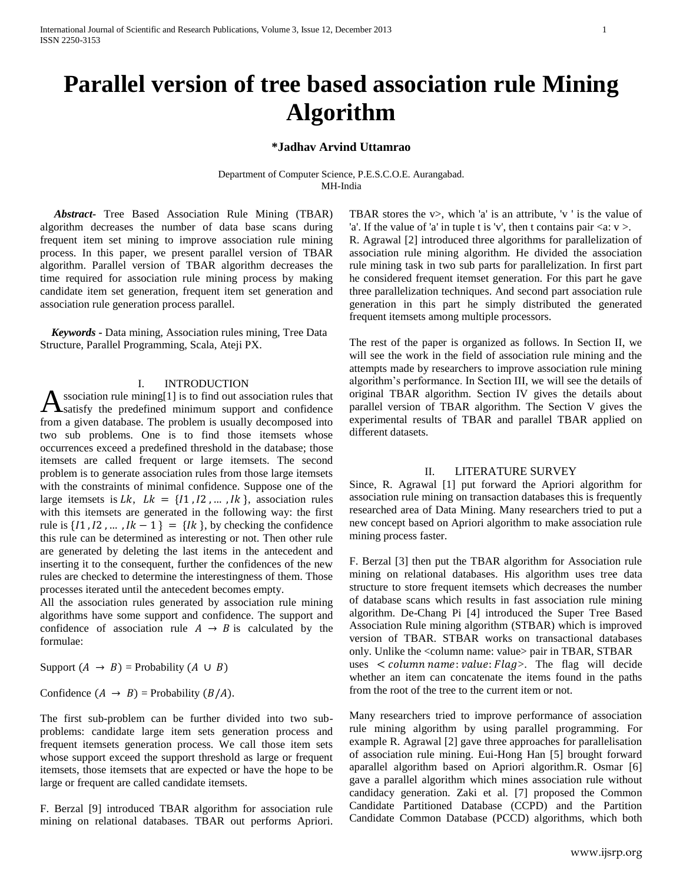# Parallel version of tree based association rule Mining Algorithm

**\*Jadhav Arvind Uttamrao**

Department of Computer Science, P.E.S.C.O.E. Aurangabad.
MH-India

***Abstract-*** Tree Based Association Rule Mining (TBAR) algorithm decreases the number of data base scans during frequent item set mining to improve association rule mining process. In this paper, we present parallel version of TBAR algorithm. Parallel version of TBAR algorithm decreases the time required for association rule mining process by making candidate item set generation, frequent item set generation and association rule generation process parallel.

***Keywords -*** Data mining, Association rules mining, Tree Data Structure, Parallel Programming, Scala, Ateji PX.

## I. INTRODUCTION

Association rule mining[1] is to find out association rules that satisfy the predefined minimum support and confidence from a given database. The problem is usually decomposed into two sub problems. One is to find those itemsets whose occurrences exceed a predefined threshold in the database; those itemsets are called frequent or large itemsets. The second problem is to generate association rules from those large itemsets with the constraints of minimal confidence. Suppose one of the large itemsets is $Lk$, $Lk = \{I1, I2, \ldots, Ik\}$, association rules with this itemsets are generated in the following way: the first rule is $\{I1, I2, \ldots, Ik-1\} = \{Ik\}$, by checking the confidence this rule can be determined as interesting or not. Then other rule are generated by deleting the last items in the antecedent and inserting it to the consequent, further the confidences of the new rules are checked to determine the interestingness of them. Those processes iterated until the antecedent becomes empty.

All the association rules generated by association rule mining algorithms have some support and confidence. The support and confidence of association rule $A \rightarrow B$ is calculated by the formulae:

Support ($A \rightarrow B$) = Probability ($A \cup B$)

Confidence ($A \rightarrow B$) = Probability ($B/A$).

The first sub-problem can be further divided into two sub-problems: candidate large item sets generation process and frequent itemsets generation process. We call those item sets whose support exceed the support threshold as large or frequent itemsets, those itemsets that are expected or have the hope to be large or frequent are called candidate itemsets.

F. Berzal [9] introduced TBAR algorithm for association rule mining on relational databases. TBAR out performs Apriori. TBAR stores the v>, which 'a' is an attribute, 'v ' is the value of 'a'. If the value of 'a' in tuple t is 'v', then t contains pair <a: v >.

R. Agrawal [2] introduced three algorithms for parallelization of association rule mining algorithm. He divided the association rule mining task in two sub parts for parallelization. In first part he considered frequent itemset generation. For this part he gave three parallelization techniques. And second part association rule generation in this part he simply distributed the generated frequent itemsets among multiple processors.

The rest of the paper is organized as follows. In Section II, we will see the work in the field of association rule mining and the attempts made by researchers to improve association rule mining algorithm's performance. In Section III, we will see the details of original TBAR algorithm. Section IV gives the details about parallel version of TBAR algorithm. The Section V gives the experimental results of TBAR and parallel TBAR applied on different datasets.

## II. LITERATURE SURVEY

Since, R. Agrawal [1] put forward the Apriori algorithm for association rule mining on transaction databases this is frequently researched area of Data Mining. Many researchers tried to put a new concept based on Apriori algorithm to make association rule mining process faster.

F. Berzal [3] then put the TBAR algorithm for Association rule mining on relational databases. His algorithm uses tree data structure to store frequent itemsets which decreases the number of database scans which results in fast association rule mining algorithm. De-Chang Pi [4] introduced the Super Tree Based Association Rule mining algorithm (STBAR) which is improved version of TBAR. STBAR works on transactional databases only. Unlike the <column name: value> pair in TBAR, STBAR uses $<column\ name: value: Flag>$. The flag will decide whether an item can concatenate the items found in the paths from the root of the tree to the current item or not.

Many researchers tried to improve performance of association rule mining algorithm by using parallel programming. For example R. Agrawal [2] gave three approaches for parallelisation of association rule mining. Eui-Hong Han [5] brought forward aparallel algorithm based on Apriori algorithm.R. Osmar [6] gave a parallel algorithm which mines association rule without candidacy generation. Zaki et al. [7] proposed the Common Candidate Partitioned Database (CCPD) and the Partition Candidate Common Database (PCCD) algorithms, which both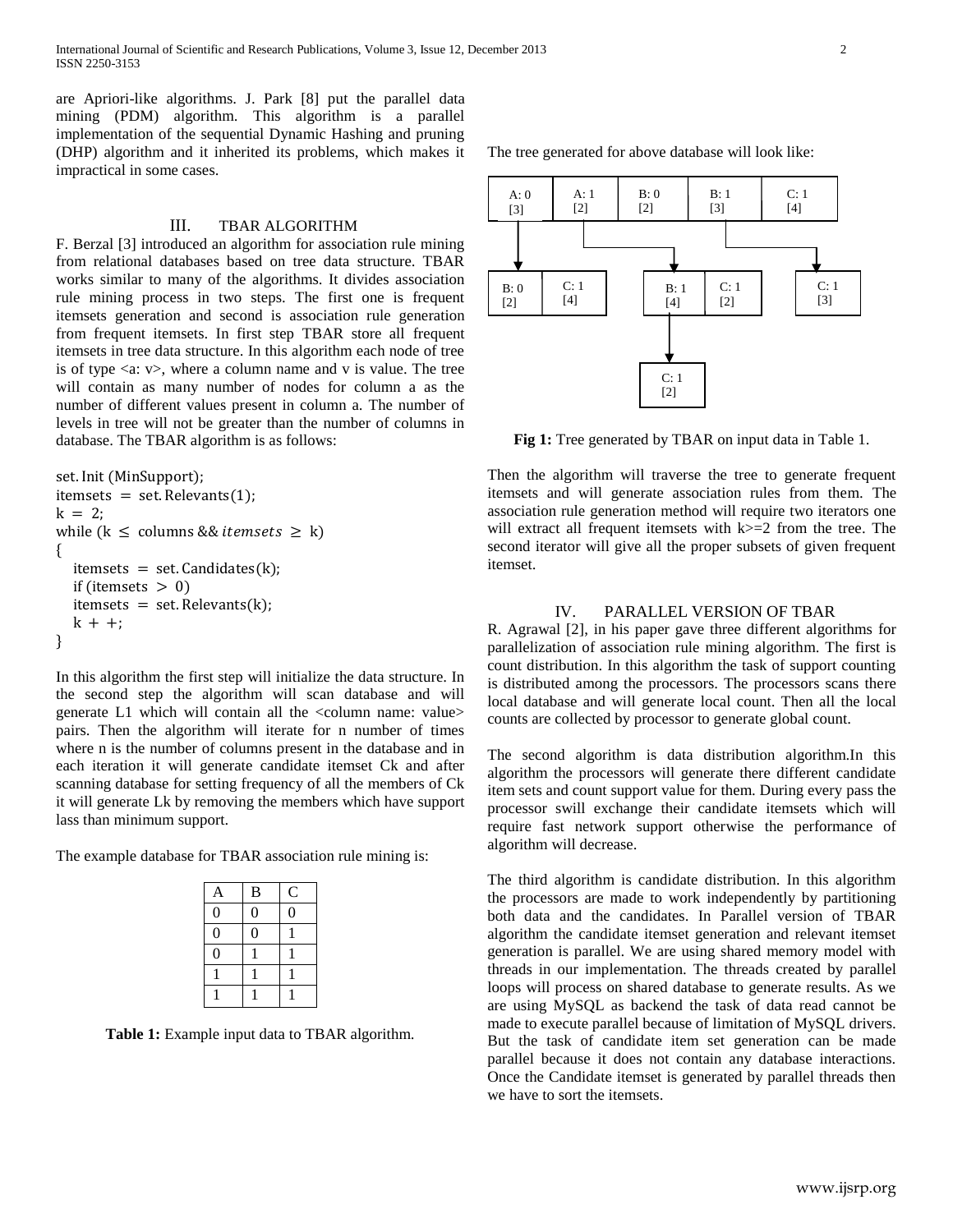are Apriori-like algorithms. J. Park [8] put the parallel data mining (PDM) algorithm. This algorithm is a parallel implementation of the sequential Dynamic Hashing and pruning (DHP) algorithm and it inherited its problems, which makes it impractical in some cases.

## III. TBAR ALGORITHM

F. Berzal [3] introduced an algorithm for association rule mining from relational databases based on tree data structure. TBAR works similar to many of the algorithms. It divides association rule mining process in two steps. The first one is frequent itemsets generation and second is association rule generation from frequent itemsets. In first step TBAR store all frequent itemsets in tree data structure. In this algorithm each node of tree is of type <a: v>, where a column name and v is value. The tree will contain as many number of nodes for column a as the number of different values present in column a. The number of levels in tree will not be greater than the number of columns in database. The TBAR algorithm is as follows:

```
set.Init (MinSupport);
itemsets = set.Relevants(1);
k = 2;
while (k ≤ columns && itemsets ≥ k)
{
   itemsets = set.Candidates(k);
   if (itemsets > 0)
   itemsets = set.Relevants(k);
   k ++;
}
```

In this algorithm the first step will initialize the data structure. In the second step the algorithm will scan database and will generate L1 which will contain all the <column name: value> pairs. Then the algorithm will iterate for n number of times where n is the number of columns present in the database and in each iteration it will generate candidate itemset Ck and after scanning database for setting frequency of all the members of Ck it will generate Lk by removing the members which have support lass than minimum support.

The example database for TBAR association rule mining is:

| A | B | C |
|---|---|---|
| 0 | 0 | 0 |
| 0 | 0 | 1 |
| 0 | 1 | 1 |
| 1 | 1 | 1 |
| 1 | 1 | 1 |

**Table 1:** Example input data to TBAR algorithm.

The tree generated for above database will look like:

| A: 0 [3] | A: 1 [2] | B: 0 [2] | B: 1 [3] | C: 1 [4] |
|---|---|---|---|---|

Children of A: 0 [3]: B: 0 [2], C: 1 [4]

Children of A: 1 [2]: B: 1 [4], C: 1 [2]

Children of B: 1 [3]: C: 1 [3]

Children of B: 1 [4]: C: 1 [2]

**Fig 1:** Tree generated by TBAR on input data in Table 1.

Then the algorithm will traverse the tree to generate frequent itemsets and will generate association rules from them. The association rule generation method will require two iterators one will extract all frequent itemsets with k>=2 from the tree. The second iterator will give all the proper subsets of given frequent itemset.

## IV. PARALLEL VERSION OF TBAR

R. Agrawal [2], in his paper gave three different algorithms for parallelization of association rule mining algorithm. The first is count distribution. In this algorithm the task of support counting is distributed among the processors. The processors scans there local database and will generate local count. Then all the local counts are collected by processor to generate global count.

The second algorithm is data distribution algorithm.In this algorithm the processors will generate there different candidate item sets and count support value for them. During every pass the processor swill exchange their candidate itemsets which will require fast network support otherwise the performance of algorithm will decrease.

The third algorithm is candidate distribution. In this algorithm the processors are made to work independently by partitioning both data and the candidates. In Parallel version of TBAR algorithm the candidate itemset generation and relevant itemset generation is parallel. We are using shared memory model with threads in our implementation. The threads created by parallel loops will process on shared database to generate results. As we are using MySQL as backend the task of data read cannot be made to execute parallel because of limitation of MySQL drivers. But the task of candidate item set generation can be made parallel because it does not contain any database interactions. Once the Candidate itemset is generated by parallel threads then we have to sort the itemsets.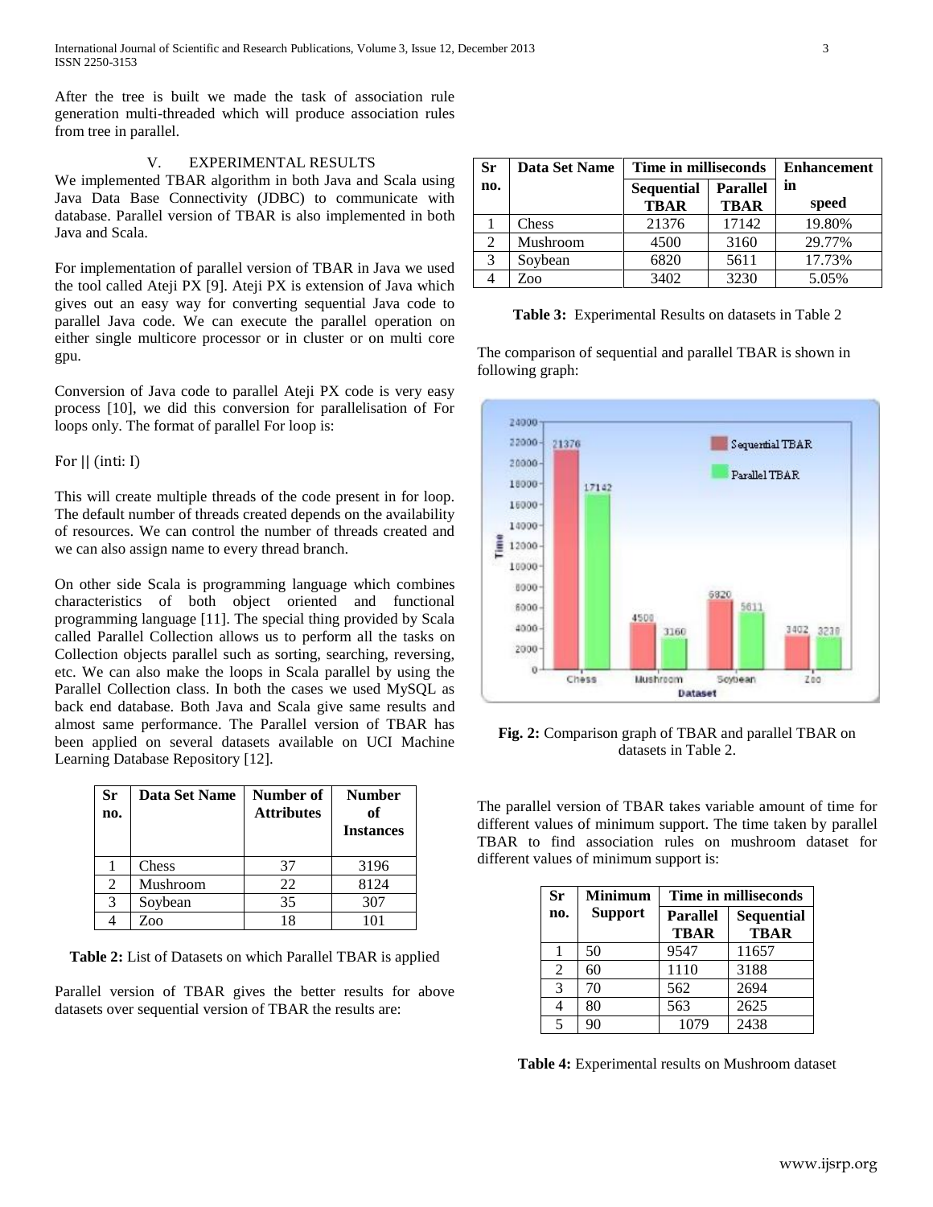After the tree is built we made the task of association rule generation multi-threaded which will produce association rules from tree in parallel.

## V. EXPERIMENTAL RESULTS

We implemented TBAR algorithm in both Java and Scala using Java Data Base Connectivity (JDBC) to communicate with database. Parallel version of TBAR is also implemented in both Java and Scala.

For implementation of parallel version of TBAR in Java we used the tool called Ateji PX [9]. Ateji PX is extension of Java which gives out an easy way for converting sequential Java code to parallel Java code. We can execute the parallel operation on either single multicore processor or in cluster or on multi core gpu.

Conversion of Java code to parallel Ateji PX code is very easy process [10], we did this conversion for parallelisation of For loops only. The format of parallel For loop is:

For || (inti: I)

This will create multiple threads of the code present in for loop. The default number of threads created depends on the availability of resources. We can control the number of threads created and we can also assign name to every thread branch.

On other side Scala is programming language which combines characteristics of both object oriented and functional programming language [11]. The special thing provided by Scala called Parallel Collection allows us to perform all the tasks on Collection objects parallel such as sorting, searching, reversing, etc. We can also make the loops in Scala parallel by using the Parallel Collection class. In both the cases we used MySQL as back end database. Both Java and Scala give same results and almost same performance. The Parallel version of TBAR has been applied on several datasets available on UCI Machine Learning Database Repository [12].

| Sr no. | Data Set Name | Number of Attributes | Number of Instances |
|---|---|---|---|
| 1 | Chess | 37 | 3196 |
| 2 | Mushroom | 22 | 8124 |
| 3 | Soybean | 35 | 307 |
| 4 | Zoo | 18 | 101 |

**Table 2:** List of Datasets on which Parallel TBAR is applied

Parallel version of TBAR gives the better results for above datasets over sequential version of TBAR the results are:

| Sr no. | Data Set Name | Time in milliseconds | | Enhancement in speed |
|---|---|---|---|---|
| | | Sequential TBAR | Parallel TBAR | |
| 1 | Chess | 21376 | 17142 | 19.80% |
| 2 | Mushroom | 4500 | 3160 | 29.77% |
| 3 | Soybean | 6820 | 5611 | 17.73% |
| 4 | Zoo | 3402 | 3230 | 5.05% |

**Table 3:** Experimental Results on datasets in Table 2

The comparison of sequential and parallel TBAR is shown in following graph:

**Fig. 2:** Comparison graph of TBAR and parallel TBAR on datasets in Table 2.

The parallel version of TBAR takes variable amount of time for different values of minimum support. The time taken by parallel TBAR to find association rules on mushroom dataset for different values of minimum support is:

| Sr no. | Minimum Support | Time in milliseconds | |
|---|---|---|---|
| | | Parallel TBAR | Sequential TBAR |
| 1 | 50 | 9547 | 11657 |
| 2 | 60 | 1110 | 3188 |
| 3 | 70 | 562 | 2694 |
| 4 | 80 | 563 | 2625 |
| 5 | 90 | 1079 | 2438 |

**Table 4:** Experimental results on Mushroom dataset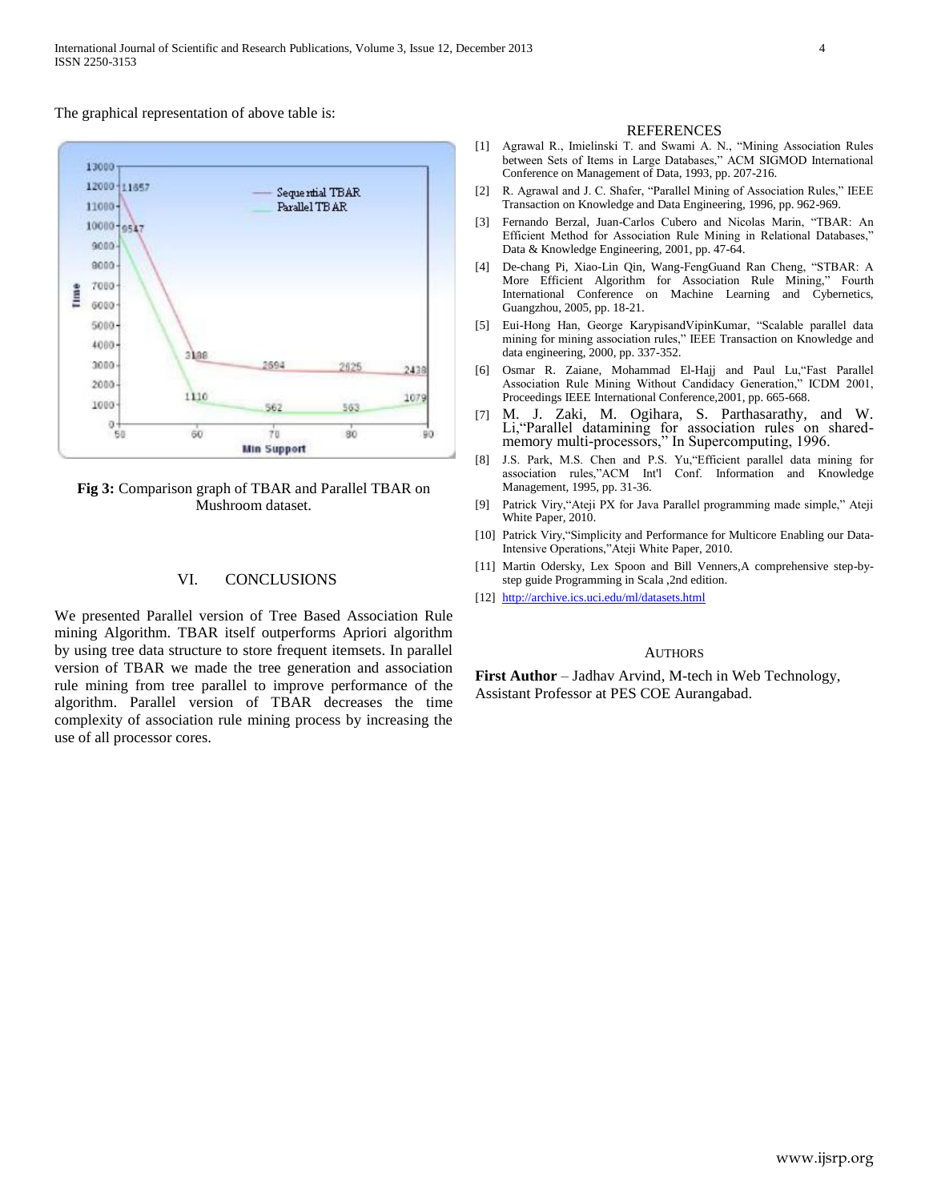The graphical representation of above table is:

13000
12000
11000
10000
9000
8000
7000
6000
5000
4000
3000
2000
1000
0

Time

11657
9547
3188
2694
2625
2438
1110
562
563
1079

Sequential TBAR
Parallel TBAR

50
60
70
80
90

Min Support

**Fig 3:** Comparison graph of TBAR and Parallel TBAR on Mushroom dataset.

## VI. CONCLUSIONS

We presented Parallel version of Tree Based Association Rule mining Algorithm. TBAR itself outperforms Apriori algorithm by using tree data structure to store frequent itemsets. In parallel version of TBAR we made the tree generation and association rule mining from tree parallel to improve performance of the algorithm. Parallel version of TBAR decreases the time complexity of association rule mining process by increasing the use of all processor cores.

## REFERENCES

[1] Agrawal R., Imielinski T. and Swami A. N., "Mining Association Rules between Sets of Items in Large Databases," ACM SIGMOD International Conference on Management of Data, 1993, pp. 207-216.

[2] R. Agrawal and J. C. Shafer, "Parallel Mining of Association Rules," IEEE Transaction on Knowledge and Data Engineering, 1996, pp. 962-969.

[3] Fernando Berzal, Juan-Carlos Cubero and Nicolas Marin, "TBAR: An Efficient Method for Association Rule Mining in Relational Databases," Data & Knowledge Engineering, 2001, pp. 47-64.

[4] De-chang Pi, Xiao-Lin Qin, Wang-FengGuand Ran Cheng, "STBAR: A More Efficient Algorithm for Association Rule Mining," Fourth International Conference on Machine Learning and Cybernetics, Guangzhou, 2005, pp. 18-21.

[5] Eui-Hong Han, George KarypisandVipinKumar, "Scalable parallel data mining for mining association rules," IEEE Transaction on Knowledge and data engineering, 2000, pp. 337-352.

[6] Osmar R. Zaiane, Mohammad El-Hajj and Paul Lu,"Fast Parallel Association Rule Mining Without Candidacy Generation," ICDM 2001, Proceedings IEEE International Conference,2001, pp. 665-668.

[7] M. J. Zaki, M. Ogihara, S. Parthasarathy, and W. Li,"Parallel datamining for association rules on shared-memory multi-processors," In Supercomputing, 1996.

[8] J.S. Park, M.S. Chen and P.S. Yu,"Efficient parallel data mining for association rules,"ACM Int'l Conf. Information and Knowledge Management, 1995, pp. 31-36.

[9] Patrick Viry,"Ateji PX for Java Parallel programming made simple," Ateji White Paper, 2010.

[10] Patrick Viry,"Simplicity and Performance for Multicore Enabling our Data-Intensive Operations,"Ateji White Paper, 2010.

[11] Martin Odersky, Lex Spoon and Bill Venners,A comprehensive step-by-step guide Programming in Scala ,2nd edition.

[12] http://archive.ics.uci.edu/ml/datasets.html

## AUTHORS

**First Author** – Jadhav Arvind, M-tech in Web Technology, Assistant Professor at PES COE Aurangabad.